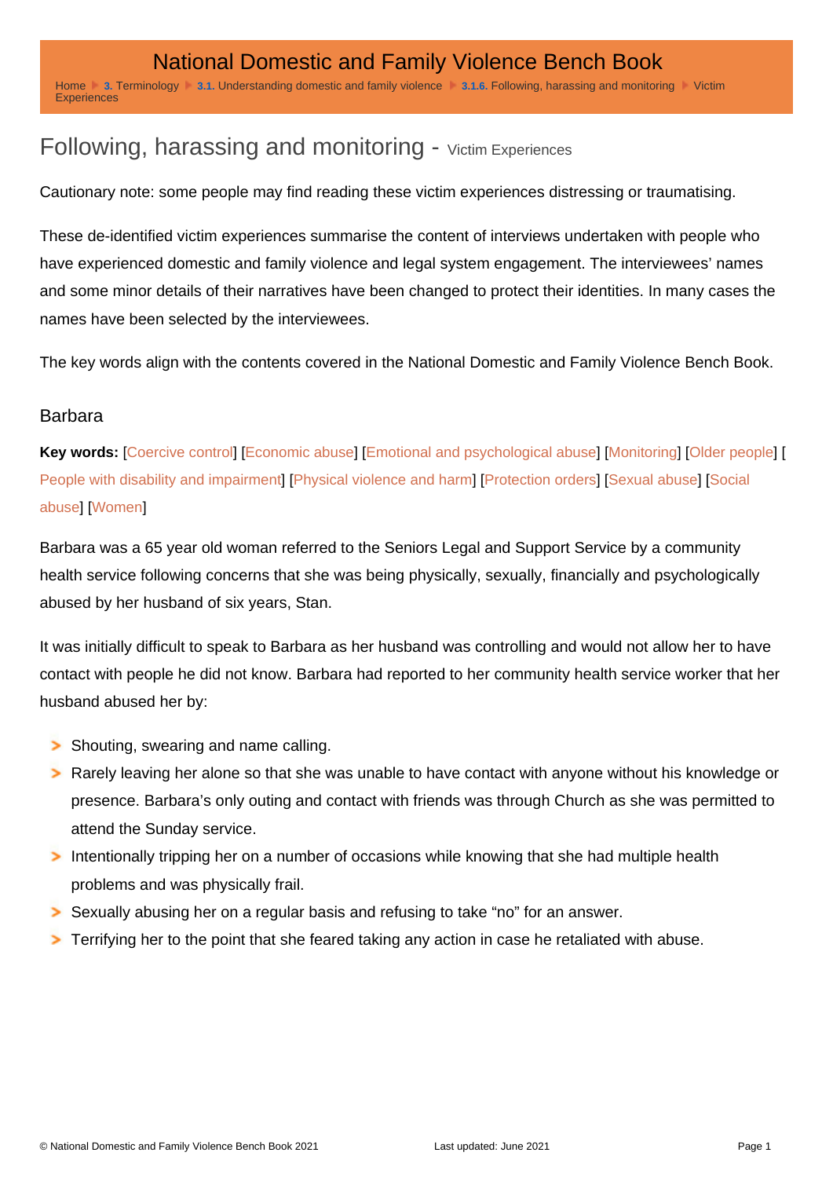# Following, harassing and monitoring - Victim Experiences

Cautionary note: some people may find reading these victim experiences distressing or traumatising.

These de-identified victim experiences summarise the content of interviews undertaken with people who have experienced domestic and family violence and legal system engagement. The interviewees' names and some minor details of their narratives have been changed to protect their identities. In many cases the names have been selected by the interviewees.

The key words align with the contents covered in the National Domestic and Family Violence Bench Book.

## Barbara

**Key words:** [Coercive control] [Economic abuse] [Emotional and psychological abuse] [Monitoring] [Older people] [People with disability and impairment] [Physical violence and harm] [Protection orders] [Sexual abuse] [Social abuse] [Women]

Barbara was a 65 year old woman referred to the Seniors Legal and Support Service by a community health service following concerns that she was being physically, sexually, financially and psychologically abused by her husband of six years, Stan.

It was initially difficult to speak to Barbara as her husband was controlling and would not allow her to have contact with people he did not know. Barbara had reported to her community health service worker that her husband abused her by:

- Shouting, swearing and name calling.
- Rarely leaving her alone so that she was unable to have contact with anyone without his knowledge or presence. Barbara's only outing and contact with friends was through Church as she was permitted to attend the Sunday service.
- Intentionally tripping her on a number of occasions while knowing that she had multiple health problems and was physically frail.
- Sexually abusing her on a regular basis and refusing to take "no" for an answer.
- Terrifying her to the point that she feared taking any action in case he retaliated with abuse.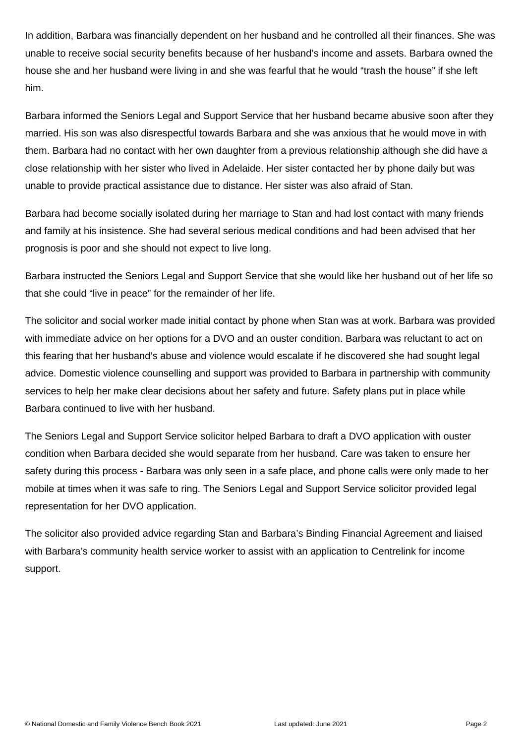In addition, Barbara was financially dependent on her husband and he controlled all their finances. She was unable to receive social security benefits because of her husband's income and assets. Barbara owned the house she and her husband were living in and she was fearful that he would "trash the house" if she left him.

Barbara informed the Seniors Legal and Support Service that her husband became abusive soon after they married. His son was also disrespectful towards Barbara and she was anxious that he would move in with them. Barbara had no contact with her own daughter from a previous relationship although she did have a close relationship with her sister who lived in Adelaide. Her sister contacted her by phone daily but was unable to provide practical assistance due to distance. Her sister was also afraid of Stan.

Barbara had become socially isolated during her marriage to Stan and had lost contact with many friends and family at his insistence. She had several serious medical conditions and had been advised that her prognosis is poor and she should not expect to live long.

Barbara instructed the Seniors Legal and Support Service that she would like her husband out of her life so that she could "live in peace" for the remainder of her life.

The solicitor and social worker made initial contact by phone when Stan was at work. Barbara was provided with immediate advice on her options for a DVO and an ouster condition. Barbara was reluctant to act on this fearing that her husband's abuse and violence would escalate if he discovered she had sought legal advice. Domestic violence counselling and support was provided to Barbara in partnership with community services to help her make clear decisions about her safety and future. Safety plans put in place while Barbara continued to live with her husband.

The Seniors Legal and Support Service solicitor helped Barbara to draft a DVO application with ouster condition when Barbara decided she would separate from her husband. Care was taken to ensure her safety during this process - Barbara was only seen in a safe place, and phone calls were only made to her mobile at times when it was safe to ring. The Seniors Legal and Support Service solicitor provided legal representation for her DVO application.

The solicitor also provided advice regarding Stan and Barbara's Binding Financial Agreement and liaised with Barbara's community health service worker to assist with an application to Centrelink for income support.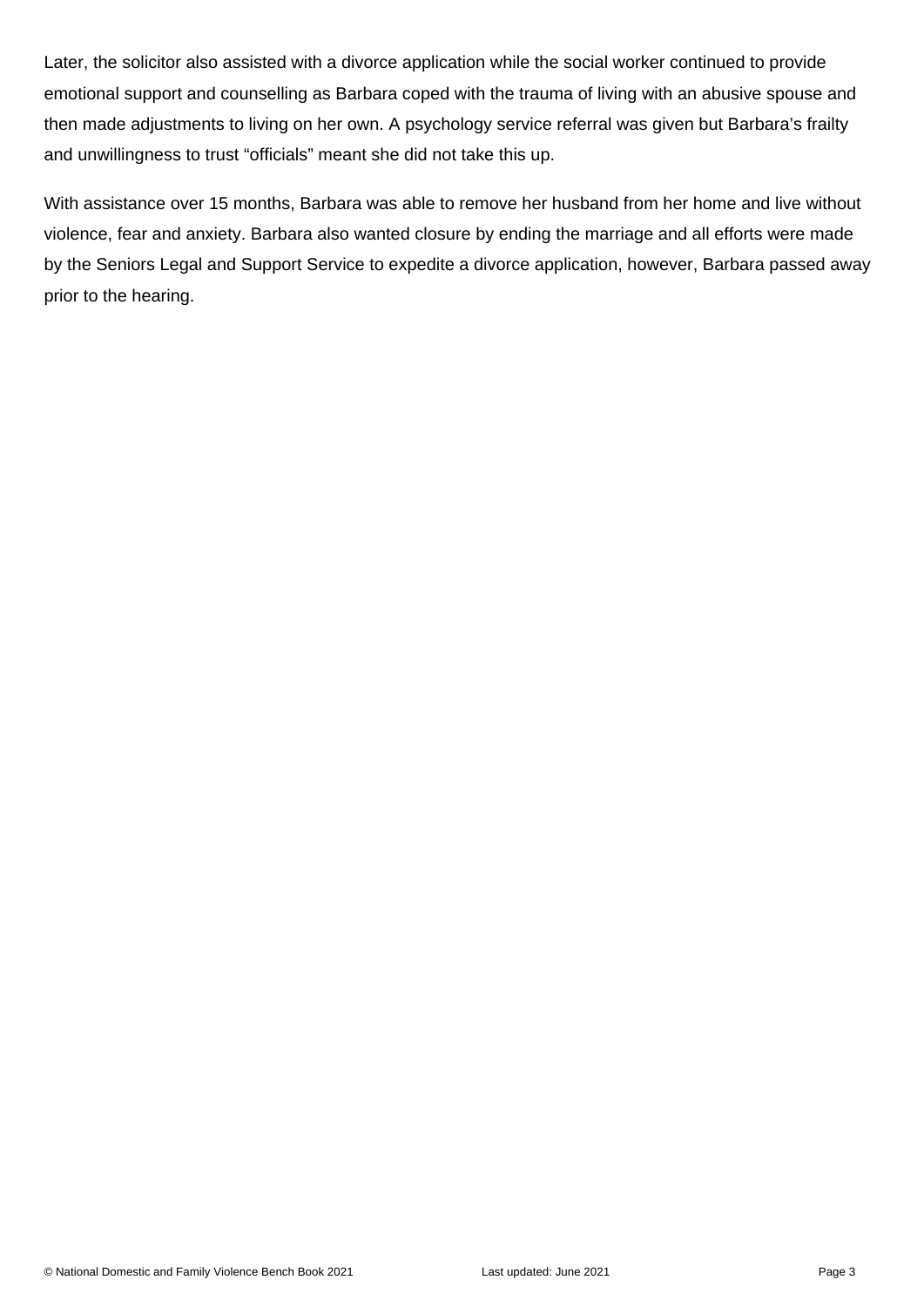Later, the solicitor also assisted with a divorce application while the social worker continued to provide emotional support and counselling as Barbara coped with the trauma of living with an abusive spouse and then made adjustments to living on her own. A psychology service referral was given but Barbara's frailty and unwillingness to trust "officials" meant she did not take this up.

With assistance over 15 months, Barbara was able to remove her husband from her home and live without violence, fear and anxiety. Barbara also wanted closure by ending the marriage and all efforts were made by the Seniors Legal and Support Service to expedite a divorce application, however, Barbara passed away prior to the hearing.